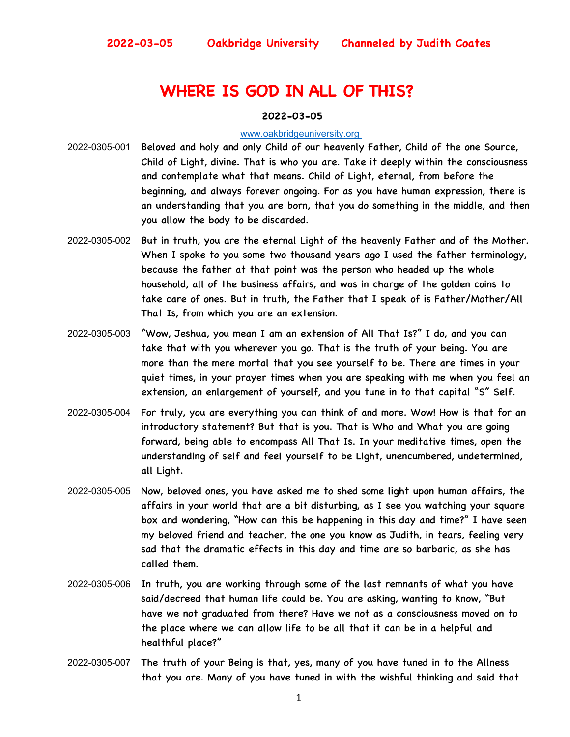**2022-03-05 Oakbridge University Channeled by Judith Coates**

# WHERE IS GOD IN ALL OF THIS?

**2022-03-05**

www.oakbridgeuniversity.org

2022-0305-001 Beloved and holy and only Child of our heavenly Father, Child of the one Source, Child of Light, divine. That is who you are. Take it deeply within the consciousness and contemplate what that means. Child of Light, eternal, from before the beginning, and always forever ongoing. For as you have human expression, there is an understanding that you are born, that you do something in the middle, and then you allow the body to be discarded.

2022-0305-002 But in truth, you are the eternal Light of the heavenly Father and of the Mother. When I spoke to you some two thousand years ago I used the father terminology, because the father at that point was the person who headed up the whole household, all of the business affairs, and was in charge of the golden coins to take care of ones. But in truth, the Father that I speak of is Father/Mother/All That Is, from which you are an extension.

2022-0305-003 "Wow, Jeshua, you mean I am an extension of All That Is?" I do, and you can take that with you wherever you go. That is the truth of your being. You are more than the mere mortal that you see yourself to be. There are times in your quiet times, in your prayer times when you are speaking with me when you feel an extension, an enlargement of yourself, and you tune in to that capital "S" Self.

2022-0305-004 For truly, you are everything you can think of and more. Wow! How is that for an introductory statement? But that is you. That is Who and What you are going forward, being able to encompass All That Is. In your meditative times, open the understanding of self and feel yourself to be Light, unencumbered, undetermined, all Light.

2022-0305-005 Now, beloved ones, you have asked me to shed some light upon human affairs, the affairs in your world that are a bit disturbing, as I see you watching your square box and wondering, "How can this be happening in this day and time?" I have seen my beloved friend and teacher, the one you know as Judith, in tears, feeling very sad that the dramatic effects in this day and time are so barbaric, as she has called them.

2022-0305-006 In truth, you are working through some of the last remnants of what you have said/decreed that human life could be. You are asking, wanting to know, "But have we not graduated from there? Have we not as a consciousness moved on to the place where we can allow life to be all that it can be in a helpful and healthful place?"

2022-0305-007 The truth of your Being is that, yes, many of you have tuned in to the Allness that you are. Many of you have tuned in with the wishful thinking and said that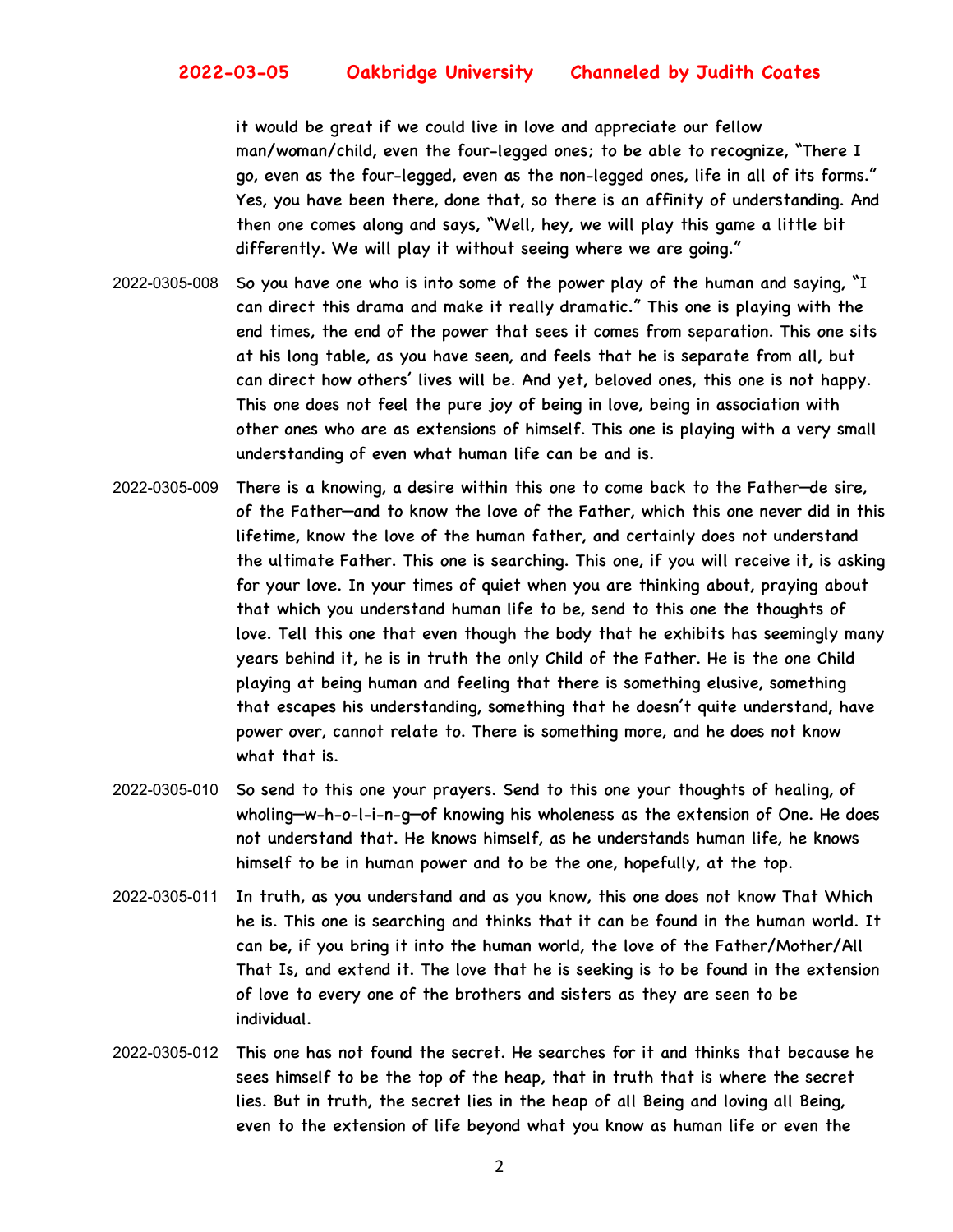it would be great if we could live in love and appreciate our fellow man/woman/child, even the four-legged ones; to be able to recognize, "There I go, even as the four-legged, even as the non-legged ones, life in all of its forms." Yes, you have been there, done that, so there is an affinity of understanding. And then one comes along and says, "Well, hey, we will play this game a little bit differently. We will play it without seeing where we are going."

2022-0305-008 So you have one who is into some of the power play of the human and saying, "I can direct this drama and make it really dramatic." This one is playing with the end times, the end of the power that sees it comes from separation. This one sits at his long table, as you have seen, and feels that he is separate from all, but can direct how others' lives will be. And yet, beloved ones, this one is not happy. This one does not feel the pure joy of being in love, being in association with other ones who are as extensions of himself. This one is playing with a very small understanding of even what human life can be and is.

2022-0305-009 There is a knowing, a desire within this one to come back to the Father—de sire, of the Father—and to know the love of the Father, which this one never did in this lifetime, know the love of the human father, and certainly does not understand the ultimate Father. This one is searching. This one, if you will receive it, is asking for your love. In your times of quiet when you are thinking about, praying about that which you understand human life to be, send to this one the thoughts of love. Tell this one that even though the body that he exhibits has seemingly many years behind it, he is in truth the only Child of the Father. He is the one Child playing at being human and feeling that there is something elusive, something that escapes his understanding, something that he doesn't quite understand, have power over, cannot relate to. There is something more, and he does not know what that is.

2022-0305-010 So send to this one your prayers. Send to this one your thoughts of healing, of wholing—w-h-o-l-i-n-g—of knowing his wholeness as the extension of One. He does not understand that. He knows himself, as he understands human life, he knows himself to be in human power and to be the one, hopefully, at the top.

2022-0305-011 In truth, as you understand and as you know, this one does not know That Which he is. This one is searching and thinks that it can be found in the human world. It can be, if you bring it into the human world, the love of the Father/Mother/All That Is, and extend it. The love that he is seeking is to be found in the extension of love to every one of the brothers and sisters as they are seen to be individual.

2022-0305-012 This one has not found the secret. He searches for it and thinks that because he sees himself to be the top of the heap, that in truth that is where the secret lies. But in truth, the secret lies in the heap of all Being and loving all Being, even to the extension of life beyond what you know as human life or even the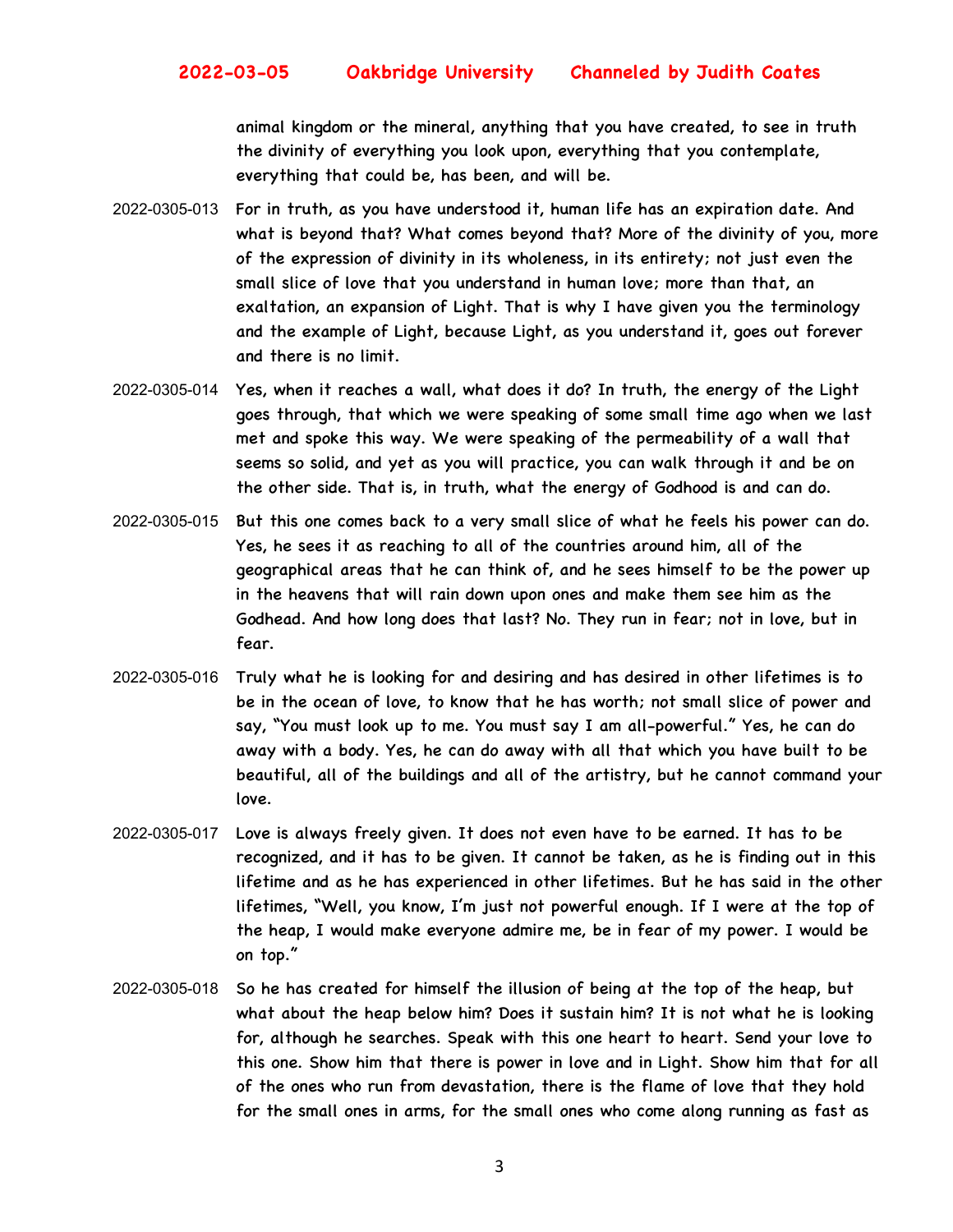animal kingdom or the mineral, anything that you have created, to see in truth the divinity of everything you look upon, everything that you contemplate, everything that could be, has been, and will be.

2022-0305-013 For in truth, as you have understood it, human life has an expiration date. And what is beyond that? What comes beyond that? More of the divinity of you, more of the expression of divinity in its wholeness, in its entirety; not just even the small slice of love that you understand in human love; more than that, an exaltation, an expansion of Light. That is why I have given you the terminology and the example of Light, because Light, as you understand it, goes out forever and there is no limit.

2022-0305-014 Yes, when it reaches a wall, what does it do? In truth, the energy of the Light goes through, that which we were speaking of some small time ago when we last met and spoke this way. We were speaking of the permeability of a wall that seems so solid, and yet as you will practice, you can walk through it and be on the other side. That is, in truth, what the energy of Godhood is and can do.

2022-0305-015 But this one comes back to a very small slice of what he feels his power can do. Yes, he sees it as reaching to all of the countries around him, all of the geographical areas that he can think of, and he sees himself to be the power up in the heavens that will rain down upon ones and make them see him as the Godhead. And how long does that last? No. They run in fear; not in love, but in fear.

2022-0305-016 Truly what he is looking for and desiring and has desired in other lifetimes is to be in the ocean of love, to know that he has worth; not small slice of power and say, "You must look up to me. You must say I am all-powerful." Yes, he can do away with a body. Yes, he can do away with all that which you have built to be beautiful, all of the buildings and all of the artistry, but he cannot command your love.

2022-0305-017 Love is always freely given. It does not even have to be earned. It has to be recognized, and it has to be given. It cannot be taken, as he is finding out in this lifetime and as he has experienced in other lifetimes. But he has said in the other lifetimes, "Well, you know, I'm just not powerful enough. If I were at the top of the heap, I would make everyone admire me, be in fear of my power. I would be on top."

2022-0305-018 So he has created for himself the illusion of being at the top of the heap, but what about the heap below him? Does it sustain him? It is not what he is looking for, although he searches. Speak with this one heart to heart. Send your love to this one. Show him that there is power in love and in Light. Show him that for all of the ones who run from devastation, there is the flame of love that they hold for the small ones in arms, for the small ones who come along running as fast as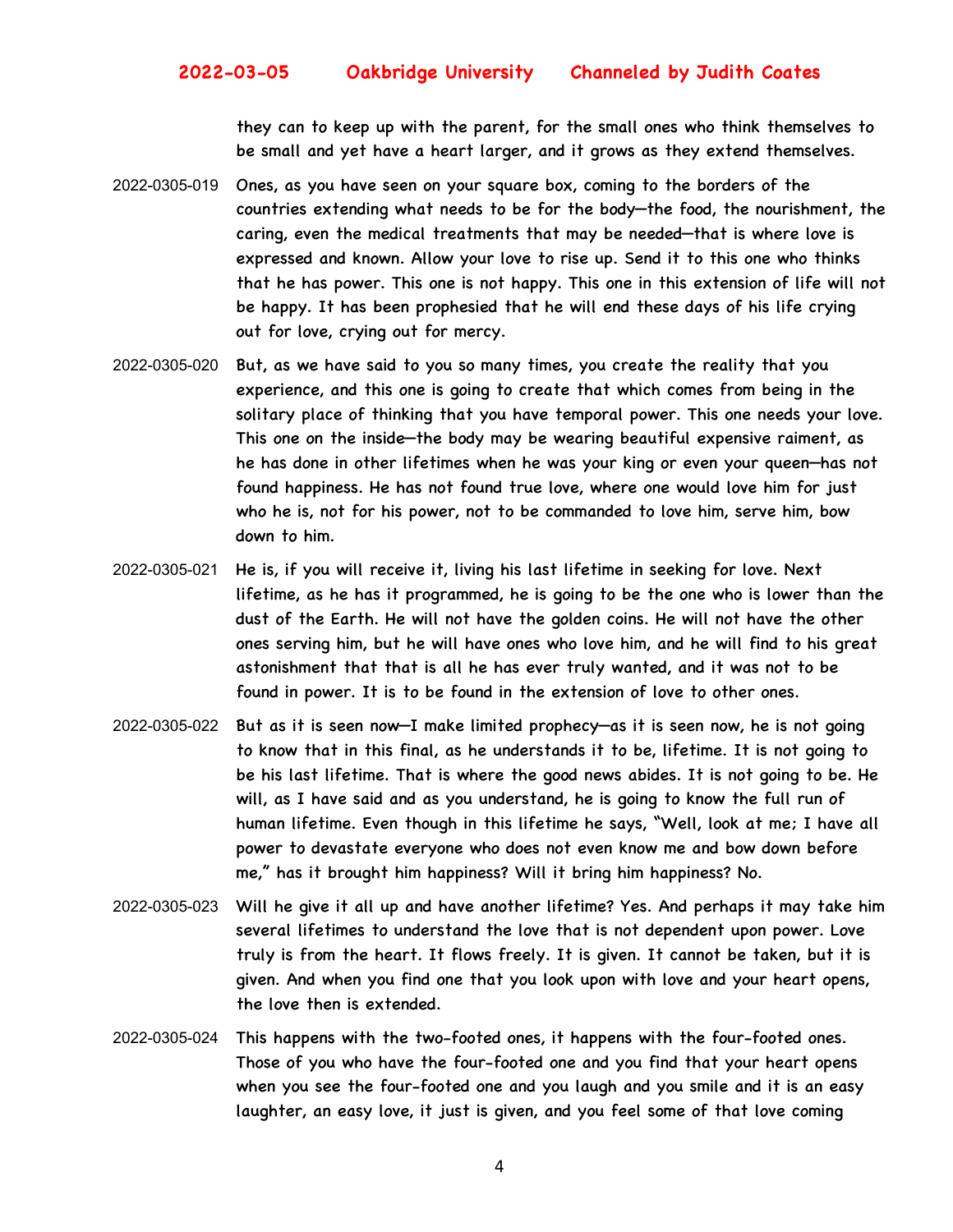they can to keep up with the parent, for the small ones who think themselves to be small and yet have a heart larger, and it grows as they extend themselves.

2022-0305-019 Ones, as you have seen on your square box, coming to the borders of the countries extending what needs to be for the body—the food, the nourishment, the caring, even the medical treatments that may be needed—that is where love is expressed and known. Allow your love to rise up. Send it to this one who thinks that he has power. This one is not happy. This one in this extension of life will not be happy. It has been prophesied that he will end these days of his life crying out for love, crying out for mercy.

2022-0305-020 But, as we have said to you so many times, you create the reality that you experience, and this one is going to create that which comes from being in the solitary place of thinking that you have temporal power. This one needs your love. This one on the inside—the body may be wearing beautiful expensive raiment, as he has done in other lifetimes when he was your king or even your queen—has not found happiness. He has not found true love, where one would love him for just who he is, not for his power, not to be commanded to love him, serve him, bow down to him.

2022-0305-021 He is, if you will receive it, living his last lifetime in seeking for love. Next lifetime, as he has it programmed, he is going to be the one who is lower than the dust of the Earth. He will not have the golden coins. He will not have the other ones serving him, but he will have ones who love him, and he will find to his great astonishment that that is all he has ever truly wanted, and it was not to be found in power. It is to be found in the extension of love to other ones.

2022-0305-022 But as it is seen now—I make limited prophecy—as it is seen now, he is not going to know that in this final, as he understands it to be, lifetime. It is not going to be his last lifetime. That is where the good news abides. It is not going to be. He will, as I have said and as you understand, he is going to know the full run of human lifetime. Even though in this lifetime he says, "Well, look at me; I have all power to devastate everyone who does not even know me and bow down before me," has it brought him happiness? Will it bring him happiness? No.

2022-0305-023 Will he give it all up and have another lifetime? Yes. And perhaps it may take him several lifetimes to understand the love that is not dependent upon power. Love truly is from the heart. It flows freely. It is given. It cannot be taken, but it is given. And when you find one that you look upon with love and your heart opens, the love then is extended.

2022-0305-024 This happens with the two-footed ones, it happens with the four-footed ones. Those of you who have the four-footed one and you find that your heart opens when you see the four-footed one and you laugh and you smile and it is an easy laughter, an easy love, it just is given, and you feel some of that love coming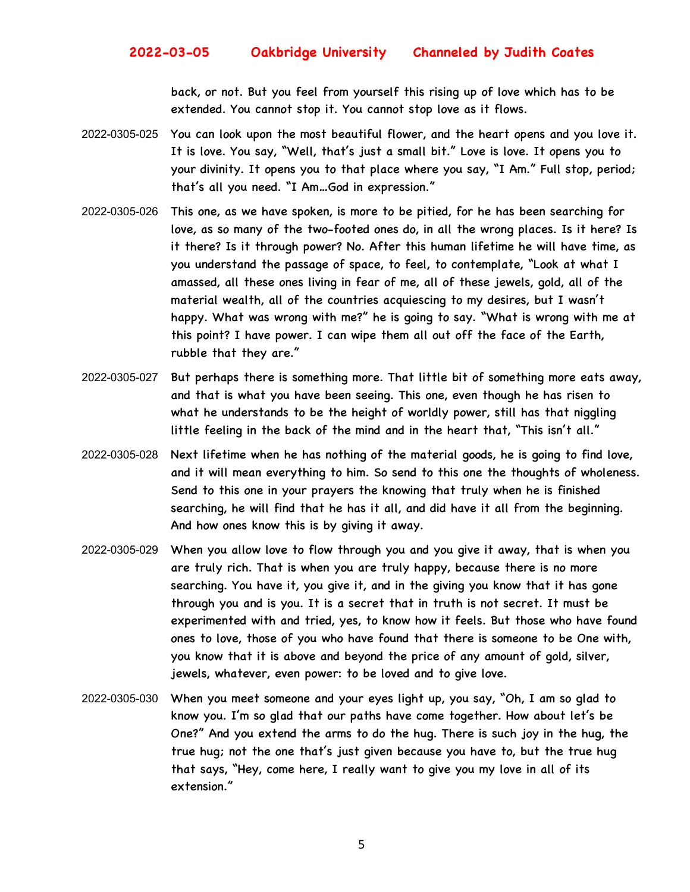back, or not. But you feel from yourself this rising up of love which has to be extended. You cannot stop it. You cannot stop love as it flows.

2022-0305-025 You can look upon the most beautiful flower, and the heart opens and you love it. It is love. You say, "Well, that's just a small bit." Love is love. It opens you to your divinity. It opens you to that place where you say, "I Am." Full stop, period; that's all you need. "I Am…God in expression."

2022-0305-026 This one, as we have spoken, is more to be pitied, for he has been searching for love, as so many of the two-footed ones do, in all the wrong places. Is it here? Is it there? Is it through power? No. After this human lifetime he will have time, as you understand the passage of space, to feel, to contemplate, "Look at what I amassed, all these ones living in fear of me, all of these jewels, gold, all of the material wealth, all of the countries acquiescing to my desires, but I wasn't happy. What was wrong with me?" he is going to say. "What is wrong with me at this point? I have power. I can wipe them all out off the face of the Earth, rubble that they are."

2022-0305-027 But perhaps there is something more. That little bit of something more eats away, and that is what you have been seeing. This one, even though he has risen to what he understands to be the height of worldly power, still has that niggling little feeling in the back of the mind and in the heart that, "This isn't all."

2022-0305-028 Next lifetime when he has nothing of the material goods, he is going to find love, and it will mean everything to him. So send to this one the thoughts of wholeness. Send to this one in your prayers the knowing that truly when he is finished searching, he will find that he has it all, and did have it all from the beginning. And how ones know this is by giving it away.

2022-0305-029 When you allow love to flow through you and you give it away, that is when you are truly rich. That is when you are truly happy, because there is no more searching. You have it, you give it, and in the giving you know that it has gone through you and is you. It is a secret that in truth is not secret. It must be experimented with and tried, yes, to know how it feels. But those who have found ones to love, those of you who have found that there is someone to be One with, you know that it is above and beyond the price of any amount of gold, silver, jewels, whatever, even power: to be loved and to give love.

2022-0305-030 When you meet someone and your eyes light up, you say, "Oh, I am so glad to know you. I'm so glad that our paths have come together. How about let's be One?" And you extend the arms to do the hug. There is such joy in the hug, the true hug; not the one that's just given because you have to, but the true hug that says, "Hey, come here, I really want to give you my love in all of its extension."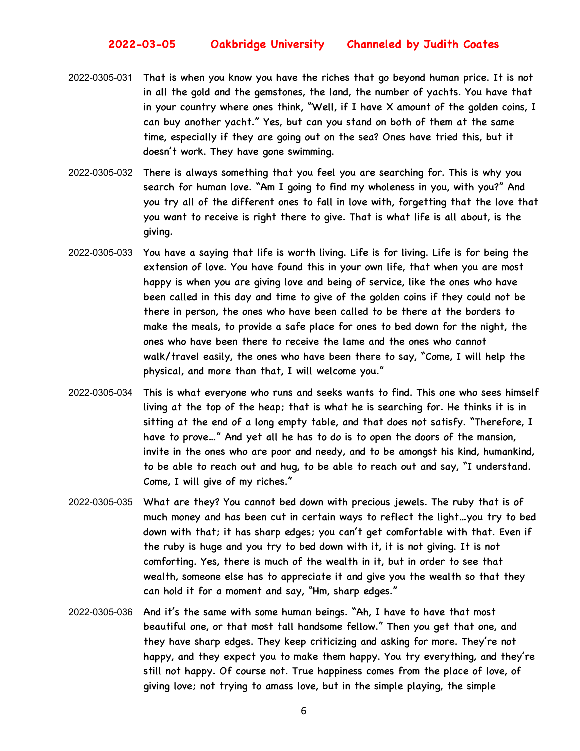2022-0305-031 That is when you know you have the riches that go beyond human price. It is not in all the gold and the gemstones, the land, the number of yachts. You have that in your country where ones think, "Well, if I have X amount of the golden coins, I can buy another yacht." Yes, but can you stand on both of them at the same time, especially if they are going out on the sea? Ones have tried this, but it doesn't work. They have gone swimming.

2022-0305-032 There is always something that you feel you are searching for. This is why you search for human love. "Am I going to find my wholeness in you, with you?" And you try all of the different ones to fall in love with, forgetting that the love that you want to receive is right there to give. That is what life is all about, is the giving.

2022-0305-033 You have a saying that life is worth living. Life is for living. Life is for being the extension of love. You have found this in your own life, that when you are most happy is when you are giving love and being of service, like the ones who have been called in this day and time to give of the golden coins if they could not be there in person, the ones who have been called to be there at the borders to make the meals, to provide a safe place for ones to bed down for the night, the ones who have been there to receive the lame and the ones who cannot walk/travel easily, the ones who have been there to say, "Come, I will help the physical, and more than that, I will welcome you."

2022-0305-034 This is what everyone who runs and seeks wants to find. This one who sees himself living at the top of the heap; that is what he is searching for. He thinks it is in sitting at the end of a long empty table, and that does not satisfy. "Therefore, I have to prove…" And yet all he has to do is to open the doors of the mansion, invite in the ones who are poor and needy, and to be amongst his kind, humankind, to be able to reach out and hug, to be able to reach out and say, "I understand. Come, I will give of my riches."

2022-0305-035 What are they? You cannot bed down with precious jewels. The ruby that is of much money and has been cut in certain ways to reflect the light…you try to bed down with that; it has sharp edges; you can't get comfortable with that. Even if the ruby is huge and you try to bed down with it, it is not giving. It is not comforting. Yes, there is much of the wealth in it, but in order to see that wealth, someone else has to appreciate it and give you the wealth so that they can hold it for a moment and say, "Hm, sharp edges."

2022-0305-036 And it's the same with some human beings. "Ah, I have to have that most beautiful one, or that most tall handsome fellow." Then you get that one, and they have sharp edges. They keep criticizing and asking for more. They're not happy, and they expect you to make them happy. You try everything, and they're still not happy. Of course not. True happiness comes from the place of love, of giving love; not trying to amass love, but in the simple playing, the simple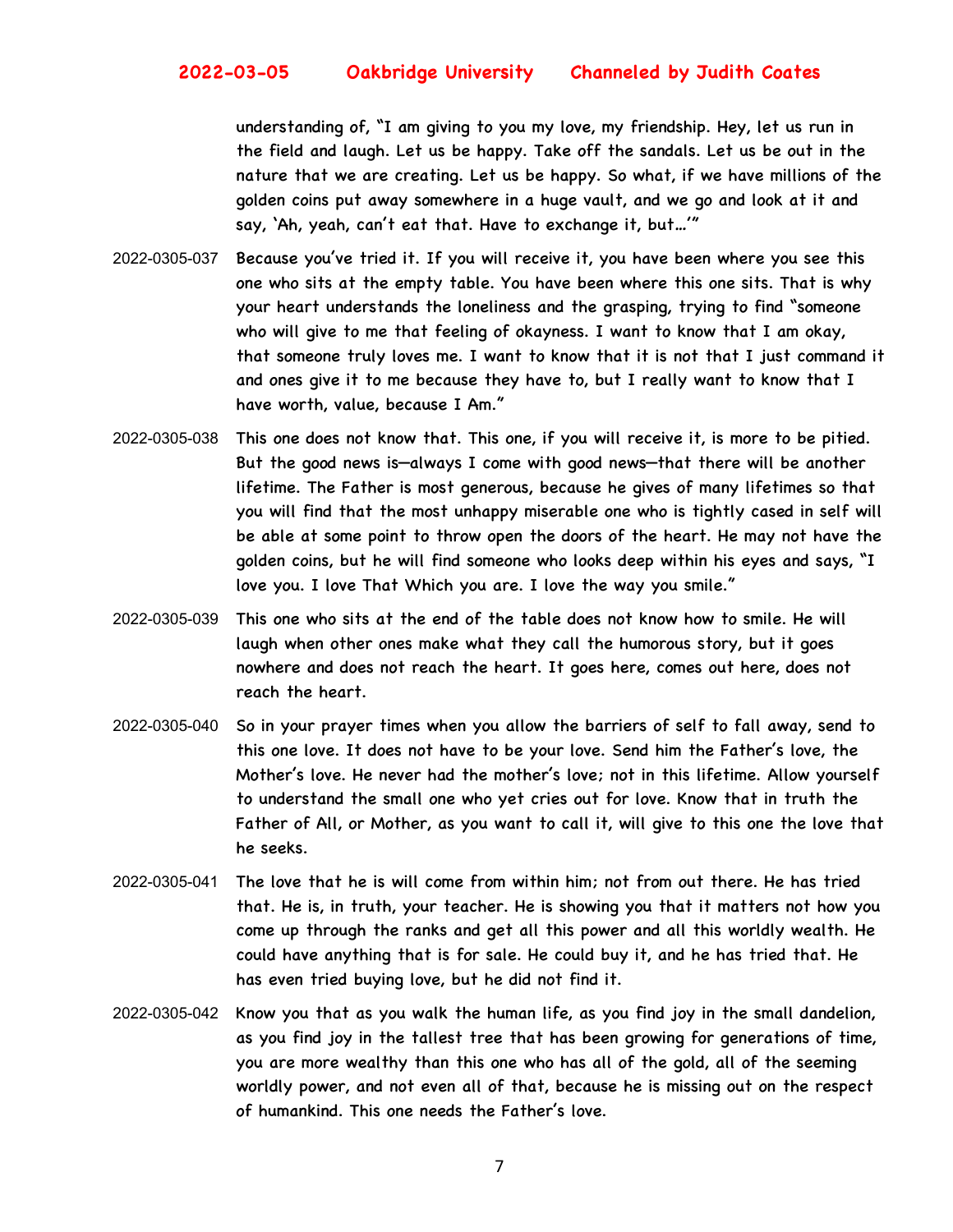understanding of, "I am giving to you my love, my friendship. Hey, let us run in the field and laugh. Let us be happy. Take off the sandals. Let us be out in the nature that we are creating. Let us be happy. So what, if we have millions of the golden coins put away somewhere in a huge vault, and we go and look at it and say, 'Ah, yeah, can't eat that. Have to exchange it, but…'"

2022-0305-037 Because you've tried it. If you will receive it, you have been where you see this one who sits at the empty table. You have been where this one sits. That is why your heart understands the loneliness and the grasping, trying to find "someone who will give to me that feeling of okayness. I want to know that I am okay, that someone truly loves me. I want to know that it is not that I just command it and ones give it to me because they have to, but I really want to know that I have worth, value, because I Am."

2022-0305-038 This one does not know that. This one, if you will receive it, is more to be pitied. But the good news is—always I come with good news—that there will be another lifetime. The Father is most generous, because he gives of many lifetimes so that you will find that the most unhappy miserable one who is tightly cased in self will be able at some point to throw open the doors of the heart. He may not have the golden coins, but he will find someone who looks deep within his eyes and says, "I love you. I love That Which you are. I love the way you smile."

2022-0305-039 This one who sits at the end of the table does not know how to smile. He will laugh when other ones make what they call the humorous story, but it goes nowhere and does not reach the heart. It goes here, comes out here, does not reach the heart.

2022-0305-040 So in your prayer times when you allow the barriers of self to fall away, send to this one love. It does not have to be your love. Send him the Father's love, the Mother's love. He never had the mother's love; not in this lifetime. Allow yourself to understand the small one who yet cries out for love. Know that in truth the Father of All, or Mother, as you want to call it, will give to this one the love that he seeks.

2022-0305-041 The love that he is will come from within him; not from out there. He has tried that. He is, in truth, your teacher. He is showing you that it matters not how you come up through the ranks and get all this power and all this worldly wealth. He could have anything that is for sale. He could buy it, and he has tried that. He has even tried buying love, but he did not find it.

2022-0305-042 Know you that as you walk the human life, as you find joy in the small dandelion, as you find joy in the tallest tree that has been growing for generations of time, you are more wealthy than this one who has all of the gold, all of the seeming worldly power, and not even all of that, because he is missing out on the respect of humankind. This one needs the Father's love.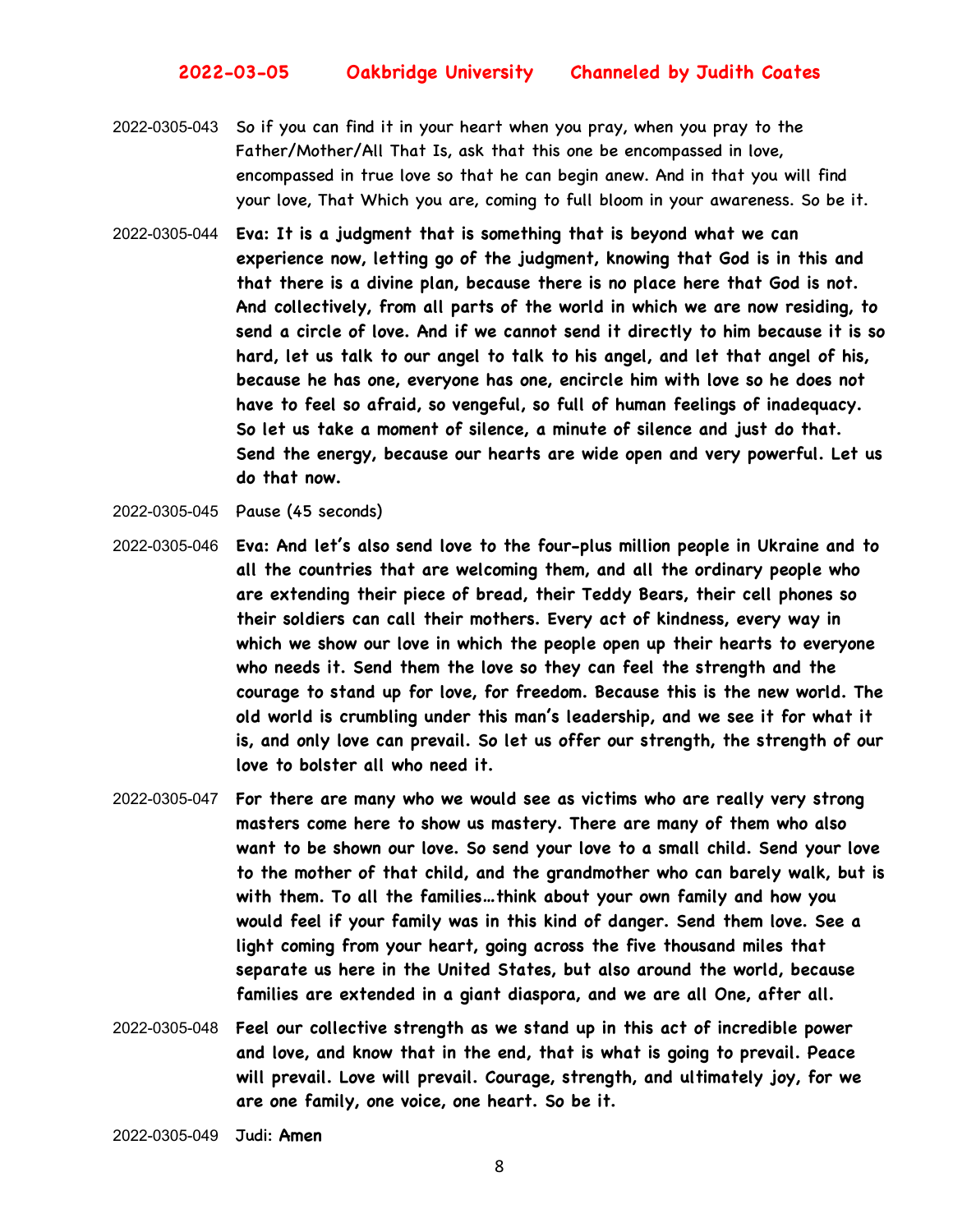2022-0305-043 So if you can find it in your heart when you pray, when you pray to the Father/Mother/All That Is, ask that this one be encompassed in love, encompassed in true love so that he can begin anew. And in that you will find your love, That Which you are, coming to full bloom in your awareness. So be it.

2022-0305-044 **Eva: It is a judgment that is something that is beyond what we can experience now, letting go of the judgment, knowing that God is in this and that there is a divine plan, because there is no place here that God is not. And collectively, from all parts of the world in which we are now residing, to send a circle of love. And if we cannot send it directly to him because it is so hard, let us talk to our angel to talk to his angel, and let that angel of his, because he has one, everyone has one, encircle him with love so he does not have to feel so afraid, so vengeful, so full of human feelings of inadequacy. So let us take a moment of silence, a minute of silence and just do that. Send the energy, because our hearts are wide open and very powerful. Let us do that now.**

2022-0305-045 Pause (45 seconds)

2022-0305-046 **Eva: And let's also send love to the four-plus million people in Ukraine and to all the countries that are welcoming them, and all the ordinary people who are extending their piece of bread, their Teddy Bears, their cell phones so their soldiers can call their mothers. Every act of kindness, every way in which we show our love in which the people open up their hearts to everyone who needs it. Send them the love so they can feel the strength and the courage to stand up for love, for freedom. Because this is the new world. The old world is crumbling under this man's leadership, and we see it for what it is, and only love can prevail. So let us offer our strength, the strength of our love to bolster all who need it.**

2022-0305-047 **For there are many who we would see as victims who are really very strong masters come here to show us mastery. There are many of them who also want to be shown our love. So send your love to a small child. Send your love to the mother of that child, and the grandmother who can barely walk, but is with them. To all the families…think about your own family and how you would feel if your family was in this kind of danger. Send them love. See a light coming from your heart, going across the five thousand miles that separate us here in the United States, but also around the world, because families are extended in a giant diaspora, and we are all One, after all.**

2022-0305-048 **Feel our collective strength as we stand up in this act of incredible power and love, and know that in the end, that is what is going to prevail. Peace will prevail. Love will prevail. Courage, strength, and ultimately joy, for we are one family, one voice, one heart. So be it.**

2022-0305-049 Judi: **Amen**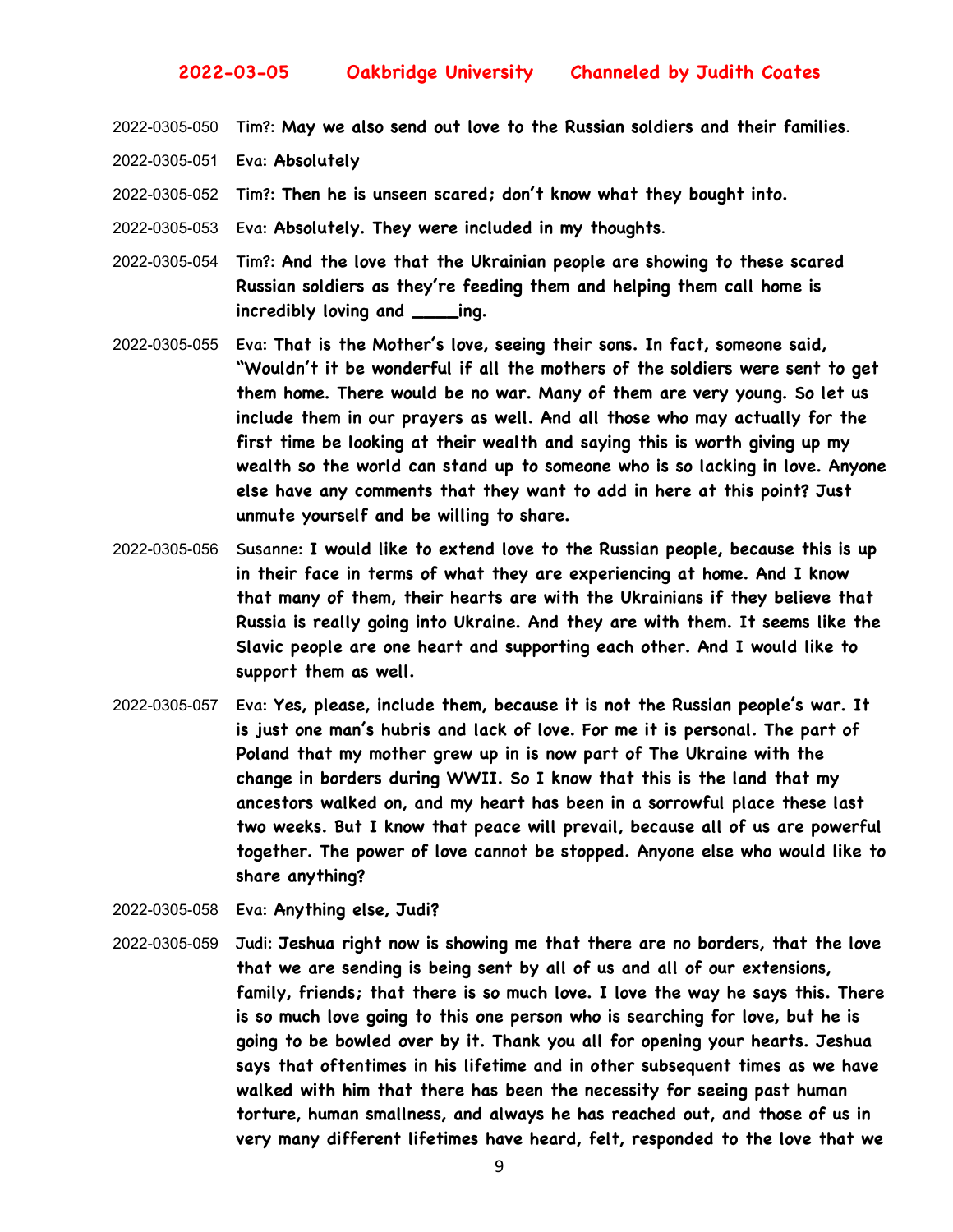2022-0305-050 Tim?: **May we also send out love to the Russian soldiers and their families.**

2022-0305-051 Eva: **Absolutely**

2022-0305-052 Tim?: **Then he is unseen scared; don't know what they bought into.**

2022-0305-053 Eva: **Absolutely. They were included in my thoughts.**

2022-0305-054 Tim?: **And the love that the Ukrainian people are showing to these scared Russian soldiers as they're feeding them and helping them call home is incredibly loving and \_\_\_\_ing.**

2022-0305-055 Eva: **That is the Mother's love, seeing their sons. In fact, someone said, "Wouldn't it be wonderful if all the mothers of the soldiers were sent to get them home. There would be no war. Many of them are very young. So let us include them in our prayers as well. And all those who may actually for the first time be looking at their wealth and saying this is worth giving up my wealth so the world can stand up to someone who is so lacking in love. Anyone else have any comments that they want to add in here at this point? Just unmute yourself and be willing to share.**

2022-0305-056 Susanne: **I would like to extend love to the Russian people, because this is up in their face in terms of what they are experiencing at home. And I know that many of them, their hearts are with the Ukrainians if they believe that Russia is really going into Ukraine. And they are with them. It seems like the Slavic people are one heart and supporting each other. And I would like to support them as well.**

2022-0305-057 Eva: **Yes, please, include them, because it is not the Russian people's war. It is just one man's hubris and lack of love. For me it is personal. The part of Poland that my mother grew up in is now part of The Ukraine with the change in borders during WWII. So I know that this is the land that my ancestors walked on, and my heart has been in a sorrowful place these last two weeks. But I know that peace will prevail, because all of us are powerful together. The power of love cannot be stopped. Anyone else who would like to share anything?**

2022-0305-058 Eva: **Anything else, Judi?**

2022-0305-059 Judi: **Jeshua right now is showing me that there are no borders, that the love that we are sending is being sent by all of us and all of our extensions, family, friends; that there is so much love. I love the way he says this. There is so much love going to this one person who is searching for love, but he is going to be bowled over by it. Thank you all for opening your hearts. Jeshua says that oftentimes in his lifetime and in other subsequent times as we have walked with him that there has been the necessity for seeing past human torture, human smallness, and always he has reached out, and those of us in very many different lifetimes have heard, felt, responded to the love that we**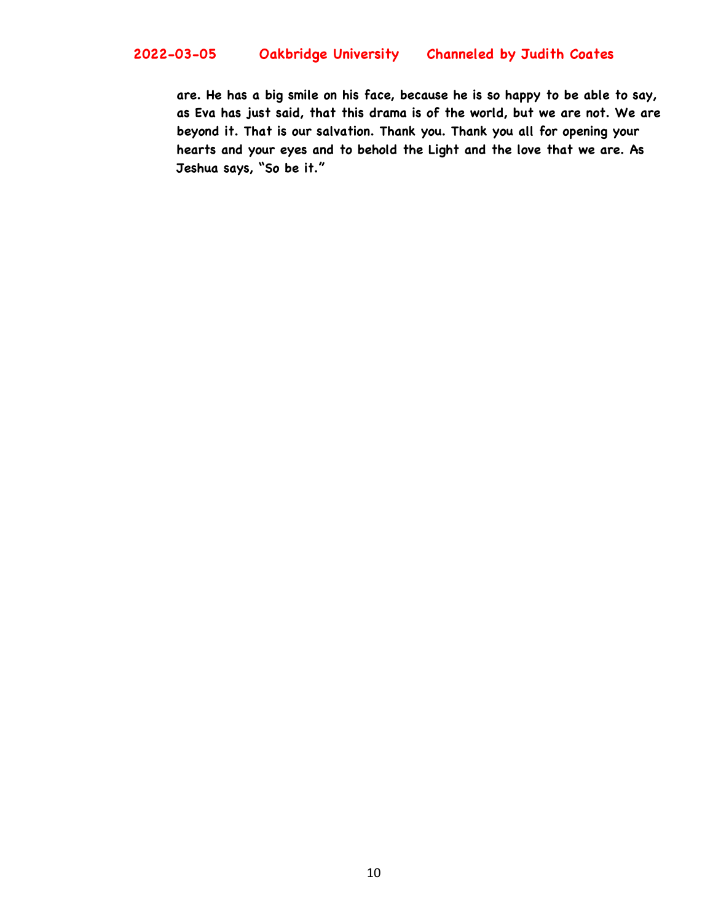**are. He has a big smile on his face, because he is so happy to be able to say, as Eva has just said, that this drama is of the world, but we are not. We are beyond it. That is our salvation. Thank you. Thank you all for opening your hearts and your eyes and to behold the Light and the love that we are. As Jeshua says, "So be it."**